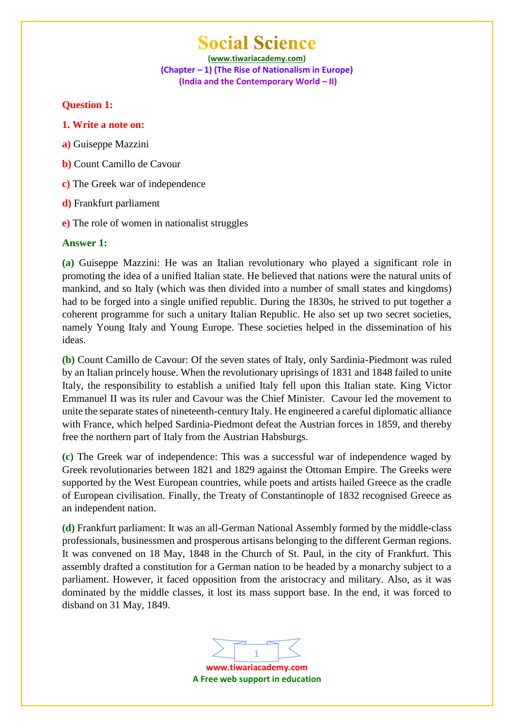# Social Science

(www.tiwariacademy.com)

(Chapter – 1) (The Rise of Nationalism in Europe)

(India and the Contemporary World – II)

**Question 1:**

**1. Write a note on:**

**a)** Guiseppe Mazzini

**b)** Count Camillo de Cavour

**c)** The Greek war of independence

**d)** Frankfurt parliament

**e)** The role of women in nationalist struggles

**Answer 1:**

**(a)** Guiseppe Mazzini: He was an Italian revolutionary who played a significant role in promoting the idea of a unified Italian state. He believed that nations were the natural units of mankind, and so Italy (which was then divided into a number of small states and kingdoms) had to be forged into a single unified republic. During the 1830s, he strived to put together a coherent programme for such a unitary Italian Republic. He also set up two secret societies, namely Young Italy and Young Europe. These societies helped in the dissemination of his ideas.

**(b)** Count Camillo de Cavour: Of the seven states of Italy, only Sardinia-Piedmont was ruled by an Italian princely house. When the revolutionary uprisings of 1831 and 1848 failed to unite Italy, the responsibility to establish a unified Italy fell upon this Italian state. King Victor Emmanuel II was its ruler and Cavour was the Chief Minister. Cavour led the movement to unite the separate states of nineteenth-century Italy. He engineered a careful diplomatic alliance with France, which helped Sardinia-Piedmont defeat the Austrian forces in 1859, and thereby free the northern part of Italy from the Austrian Habsburgs.

**(c)** The Greek war of independence: This was a successful war of independence waged by Greek revolutionaries between 1821 and 1829 against the Ottoman Empire. The Greeks were supported by the West European countries, while poets and artists hailed Greece as the cradle of European civilisation. Finally, the Treaty of Constantinople of 1832 recognised Greece as an independent nation.

**(d)** Frankfurt parliament: It was an all-German National Assembly formed by the middle-class professionals, businessmen and prosperous artisans belonging to the different German regions. It was convened on 18 May, 1848 in the Church of St. Paul, in the city of Frankfurt. This assembly drafted a constitution for a German nation to be headed by a monarchy subject to a parliament. However, it faced opposition from the aristocracy and military. Also, as it was dominated by the middle classes, it lost its mass support base. In the end, it was forced to disband on 31 May, 1849.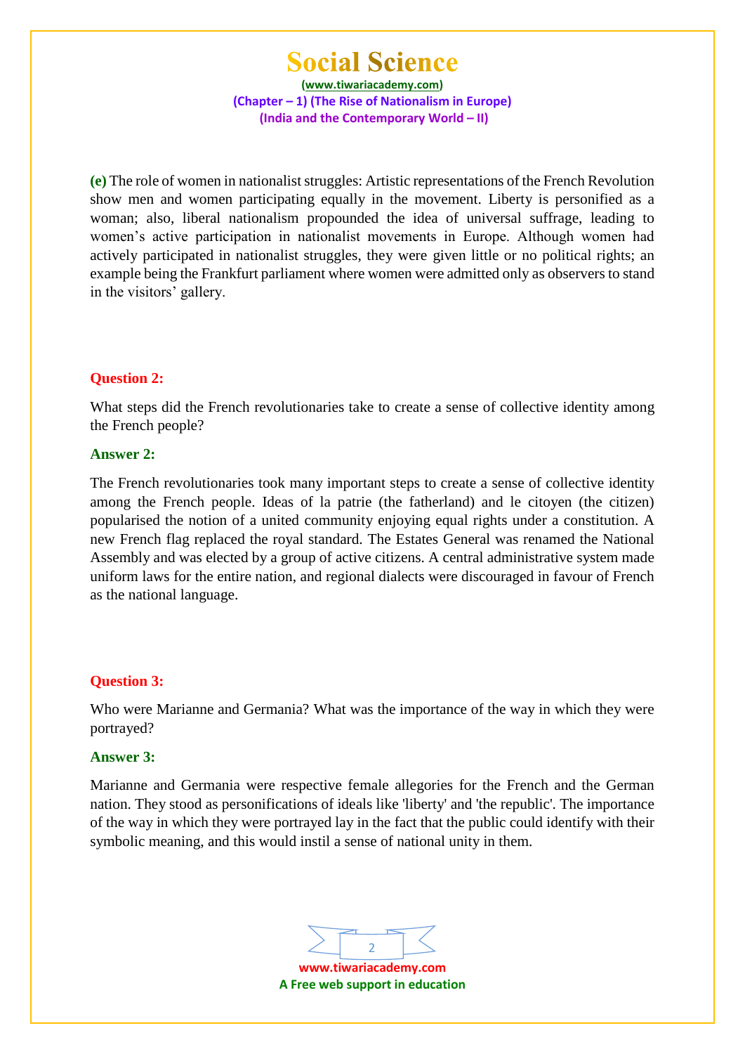**(e)** The role of women in nationalist struggles: Artistic representations of the French Revolution show men and women participating equally in the movement. Liberty is personified as a woman; also, liberal nationalism propounded the idea of universal suffrage, leading to women's active participation in nationalist movements in Europe. Although women had actively participated in nationalist struggles, they were given little or no political rights; an example being the Frankfurt parliament where women were admitted only as observers to stand in the visitors' gallery.

**Question 2:**

What steps did the French revolutionaries take to create a sense of collective identity among the French people?

**Answer 2:**

The French revolutionaries took many important steps to create a sense of collective identity among the French people. Ideas of la patrie (the fatherland) and le citoyen (the citizen) popularised the notion of a united community enjoying equal rights under a constitution. A new French flag replaced the royal standard. The Estates General was renamed the National Assembly and was elected by a group of active citizens. A central administrative system made uniform laws for the entire nation, and regional dialects were discouraged in favour of French as the national language.

**Question 3:**

Who were Marianne and Germania? What was the importance of the way in which they were portrayed?

**Answer 3:**

Marianne and Germania were respective female allegories for the French and the German nation. They stood as personifications of ideals like 'liberty' and 'the republic'. The importance of the way in which they were portrayed lay in the fact that the public could identify with their symbolic meaning, and this would instil a sense of national unity in them.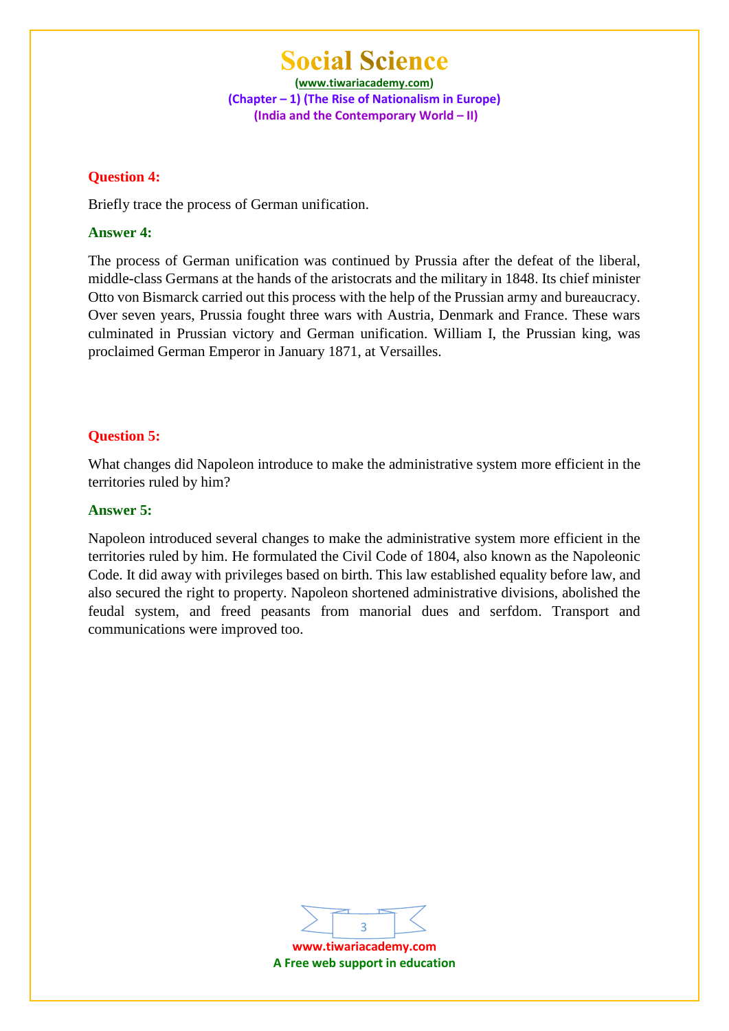**Question 4:**

Briefly trace the process of German unification.

**Answer 4:**

The process of German unification was continued by Prussia after the defeat of the liberal, middle-class Germans at the hands of the aristocrats and the military in 1848. Its chief minister Otto von Bismarck carried out this process with the help of the Prussian army and bureaucracy. Over seven years, Prussia fought three wars with Austria, Denmark and France. These wars culminated in Prussian victory and German unification. William I, the Prussian king, was proclaimed German Emperor in January 1871, at Versailles.

**Question 5:**

What changes did Napoleon introduce to make the administrative system more efficient in the territories ruled by him?

**Answer 5:**

Napoleon introduced several changes to make the administrative system more efficient in the territories ruled by him. He formulated the Civil Code of 1804, also known as the Napoleonic Code. It did away with privileges based on birth. This law established equality before law, and also secured the right to property. Napoleon shortened administrative divisions, abolished the feudal system, and freed peasants from manorial dues and serfdom. Transport and communications were improved too.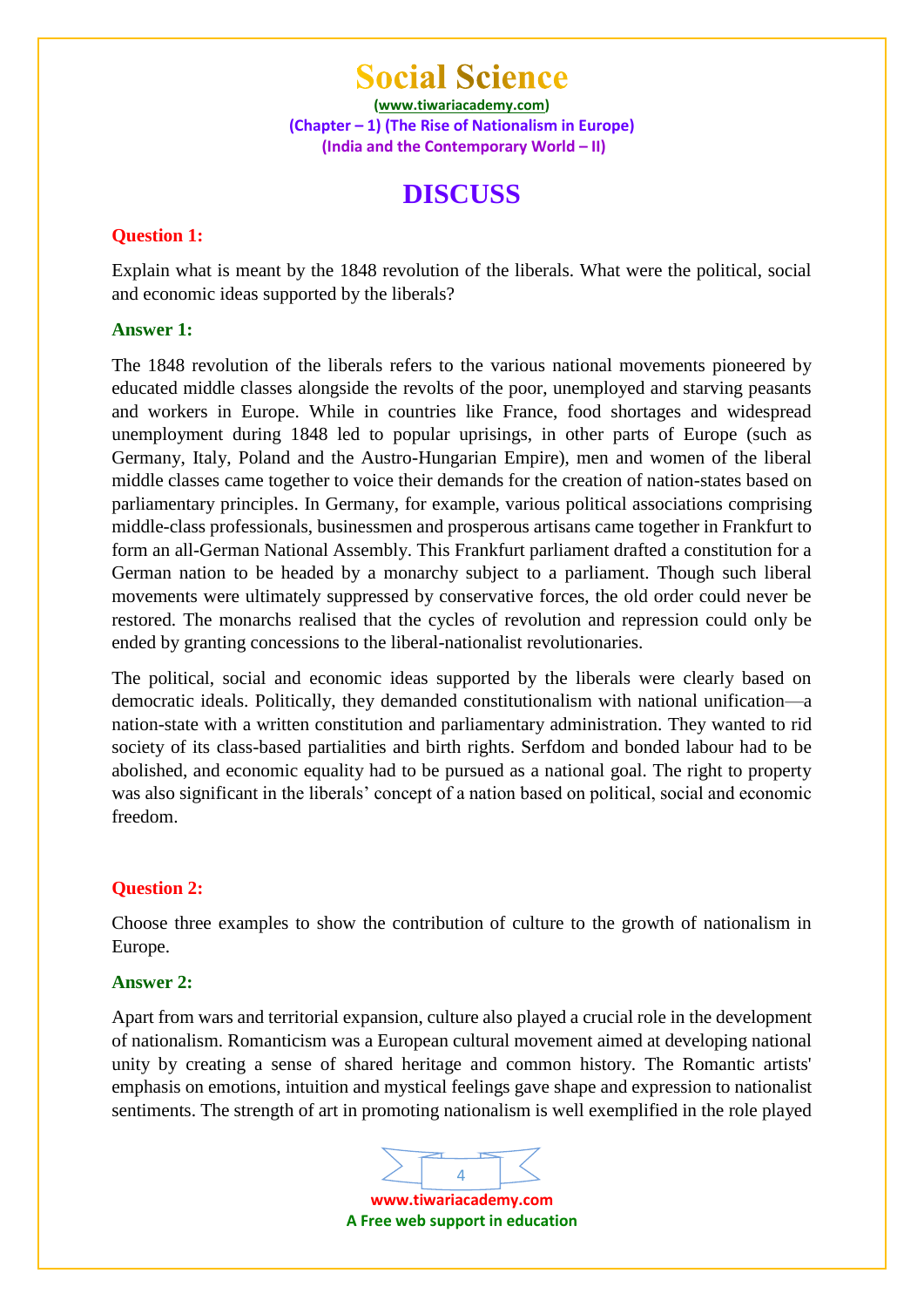# Social Science

(www.tiwariacademy.com)
(Chapter – 1) (The Rise of Nationalism in Europe)
(India and the Contemporary World – II)

## DISCUSS

**Question 1:**

Explain what is meant by the 1848 revolution of the liberals. What were the political, social and economic ideas supported by the liberals?

**Answer 1:**

The 1848 revolution of the liberals refers to the various national movements pioneered by educated middle classes alongside the revolts of the poor, unemployed and starving peasants and workers in Europe. While in countries like France, food shortages and widespread unemployment during 1848 led to popular uprisings, in other parts of Europe (such as Germany, Italy, Poland and the Austro-Hungarian Empire), men and women of the liberal middle classes came together to voice their demands for the creation of nation-states based on parliamentary principles. In Germany, for example, various political associations comprising middle-class professionals, businessmen and prosperous artisans came together in Frankfurt to form an all-German National Assembly. This Frankfurt parliament drafted a constitution for a German nation to be headed by a monarchy subject to a parliament. Though such liberal movements were ultimately suppressed by conservative forces, the old order could never be restored. The monarchs realised that the cycles of revolution and repression could only be ended by granting concessions to the liberal-nationalist revolutionaries.

The political, social and economic ideas supported by the liberals were clearly based on democratic ideals. Politically, they demanded constitutionalism with national unification—a nation-state with a written constitution and parliamentary administration. They wanted to rid society of its class-based partialities and birth rights. Serfdom and bonded labour had to be abolished, and economic equality had to be pursued as a national goal. The right to property was also significant in the liberals' concept of a nation based on political, social and economic freedom.

**Question 2:**

Choose three examples to show the contribution of culture to the growth of nationalism in Europe.

**Answer 2:**

Apart from wars and territorial expansion, culture also played a crucial role in the development of nationalism. Romanticism was a European cultural movement aimed at developing national unity by creating a sense of shared heritage and common history. The Romantic artists' emphasis on emotions, intuition and mystical feelings gave shape and expression to nationalist sentiments. The strength of art in promoting nationalism is well exemplified in the role played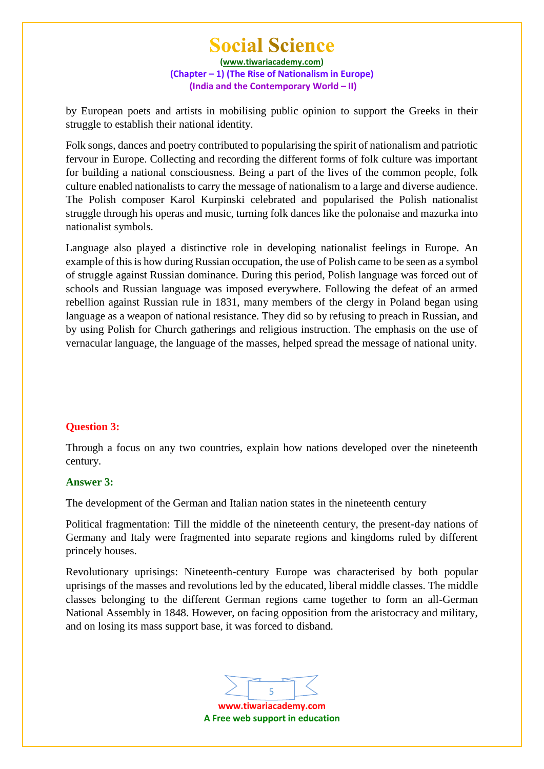by European poets and artists in mobilising public opinion to support the Greeks in their struggle to establish their national identity.

Folk songs, dances and poetry contributed to popularising the spirit of nationalism and patriotic fervour in Europe. Collecting and recording the different forms of folk culture was important for building a national consciousness. Being a part of the lives of the common people, folk culture enabled nationalists to carry the message of nationalism to a large and diverse audience. The Polish composer Karol Kurpinski celebrated and popularised the Polish nationalist struggle through his operas and music, turning folk dances like the polonaise and mazurka into nationalist symbols.

Language also played a distinctive role in developing nationalist feelings in Europe. An example of this is how during Russian occupation, the use of Polish came to be seen as a symbol of struggle against Russian dominance. During this period, Polish language was forced out of schools and Russian language was imposed everywhere. Following the defeat of an armed rebellion against Russian rule in 1831, many members of the clergy in Poland began using language as a weapon of national resistance. They did so by refusing to preach in Russian, and by using Polish for Church gatherings and religious instruction. The emphasis on the use of vernacular language, the language of the masses, helped spread the message of national unity.

**Question 3:**

Through a focus on any two countries, explain how nations developed over the nineteenth century.

**Answer 3:**

The development of the German and Italian nation states in the nineteenth century

Political fragmentation: Till the middle of the nineteenth century, the present-day nations of Germany and Italy were fragmented into separate regions and kingdoms ruled by different princely houses.

Revolutionary uprisings: Nineteenth-century Europe was characterised by both popular uprisings of the masses and revolutions led by the educated, liberal middle classes. The middle classes belonging to the different German regions came together to form an all-German National Assembly in 1848. However, on facing opposition from the aristocracy and military, and on losing its mass support base, it was forced to disband.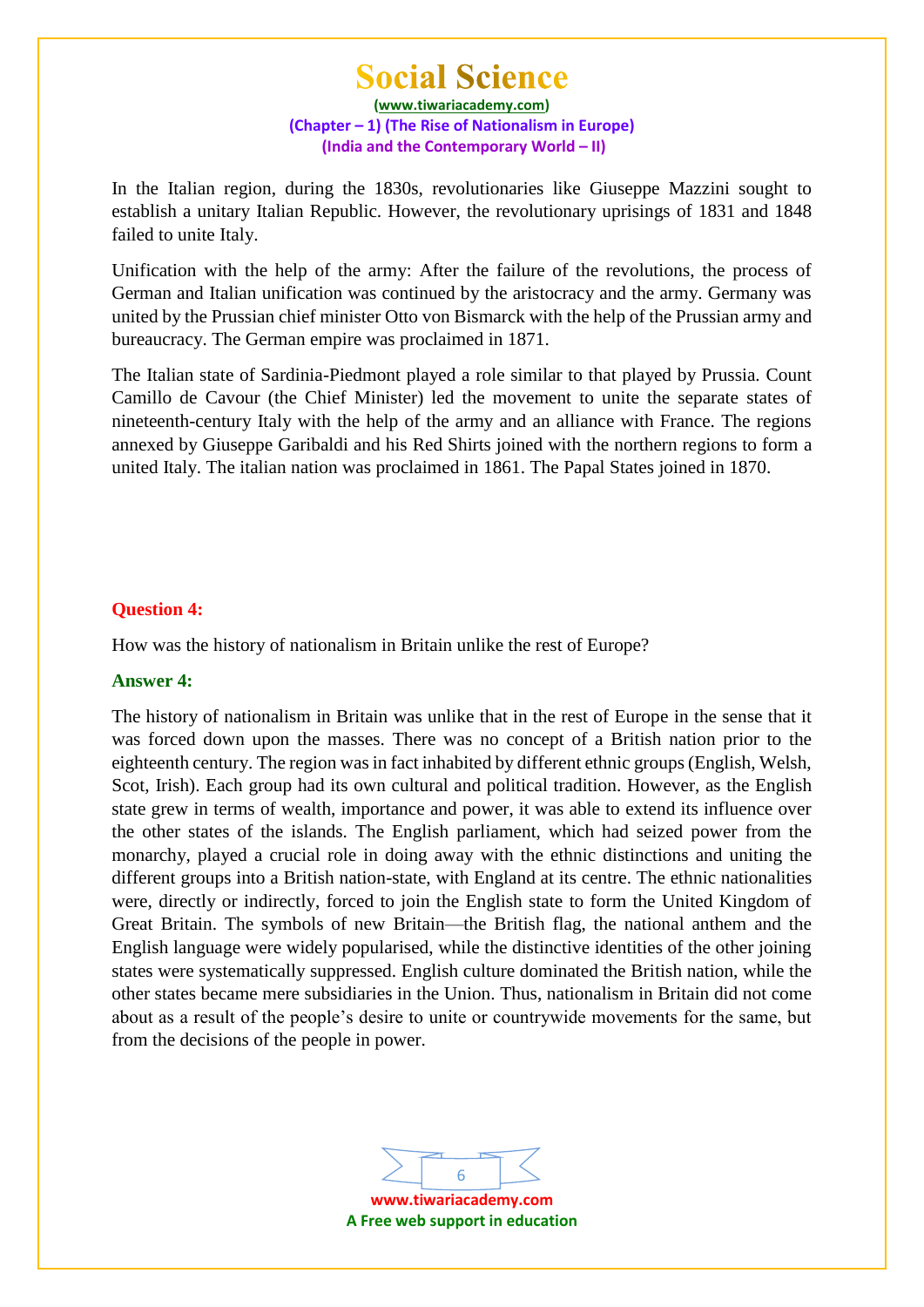In the Italian region, during the 1830s, revolutionaries like Giuseppe Mazzini sought to establish a unitary Italian Republic. However, the revolutionary uprisings of 1831 and 1848 failed to unite Italy.

Unification with the help of the army: After the failure of the revolutions, the process of German and Italian unification was continued by the aristocracy and the army. Germany was united by the Prussian chief minister Otto von Bismarck with the help of the Prussian army and bureaucracy. The German empire was proclaimed in 1871.

The Italian state of Sardinia-Piedmont played a role similar to that played by Prussia. Count Camillo de Cavour (the Chief Minister) led the movement to unite the separate states of nineteenth-century Italy with the help of the army and an alliance with France. The regions annexed by Giuseppe Garibaldi and his Red Shirts joined with the northern regions to form a united Italy. The italian nation was proclaimed in 1861. The Papal States joined in 1870.

**Question 4:**

How was the history of nationalism in Britain unlike the rest of Europe?

**Answer 4:**

The history of nationalism in Britain was unlike that in the rest of Europe in the sense that it was forced down upon the masses. There was no concept of a British nation prior to the eighteenth century. The region was in fact inhabited by different ethnic groups (English, Welsh, Scot, Irish). Each group had its own cultural and political tradition. However, as the English state grew in terms of wealth, importance and power, it was able to extend its influence over the other states of the islands. The English parliament, which had seized power from the monarchy, played a crucial role in doing away with the ethnic distinctions and uniting the different groups into a British nation-state, with England at its centre. The ethnic nationalities were, directly or indirectly, forced to join the English state to form the United Kingdom of Great Britain. The symbols of new Britain—the British flag, the national anthem and the English language were widely popularised, while the distinctive identities of the other joining states were systematically suppressed. English culture dominated the British nation, while the other states became mere subsidiaries in the Union. Thus, nationalism in Britain did not come about as a result of the people's desire to unite or countrywide movements for the same, but from the decisions of the people in power.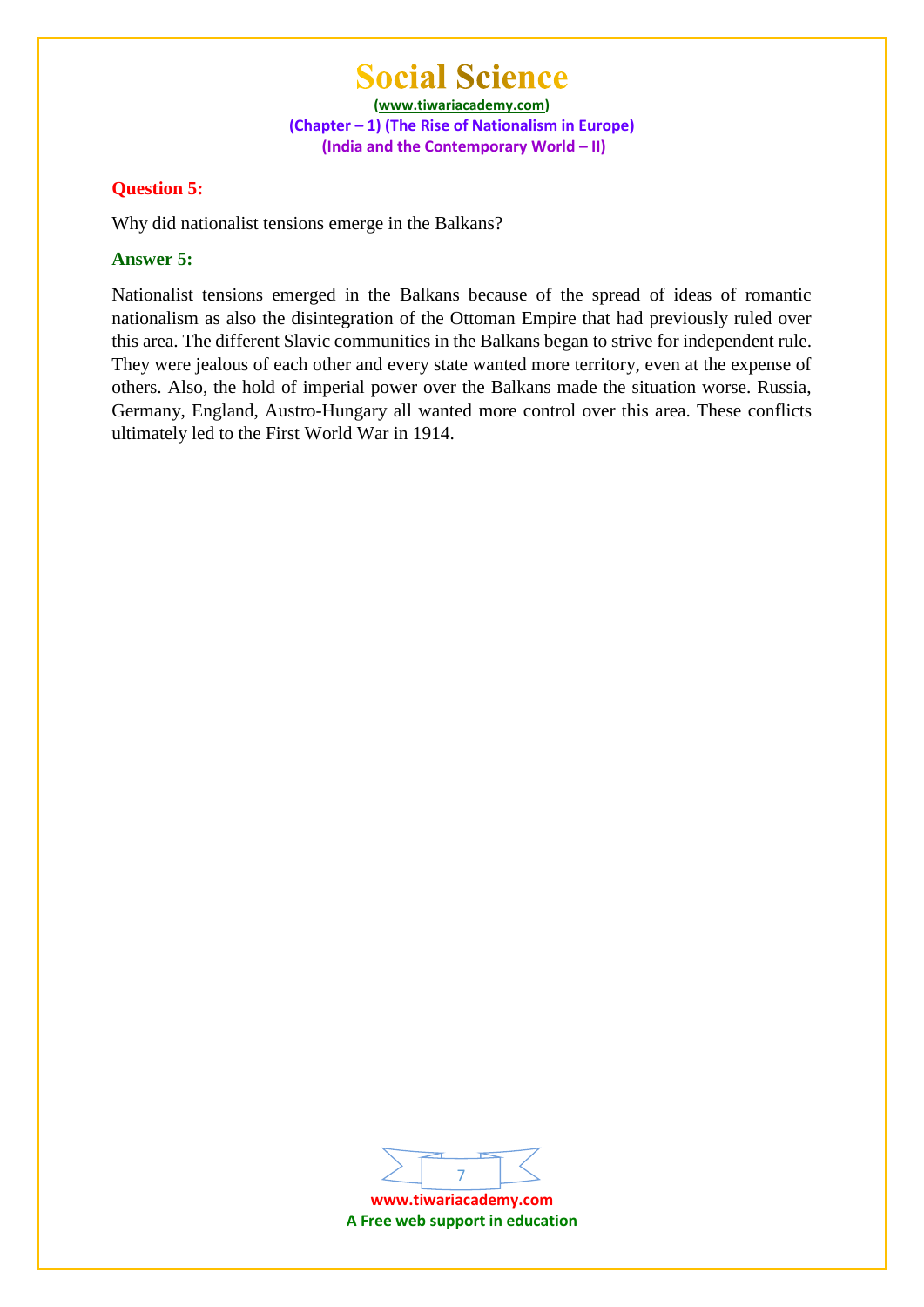**Question 5:**

Why did nationalist tensions emerge in the Balkans?

**Answer 5:**

Nationalist tensions emerged in the Balkans because of the spread of ideas of romantic nationalism as also the disintegration of the Ottoman Empire that had previously ruled over this area. The different Slavic communities in the Balkans began to strive for independent rule. They were jealous of each other and every state wanted more territory, even at the expense of others. Also, the hold of imperial power over the Balkans made the situation worse. Russia, Germany, England, Austro-Hungary all wanted more control over this area. These conflicts ultimately led to the First World War in 1914.